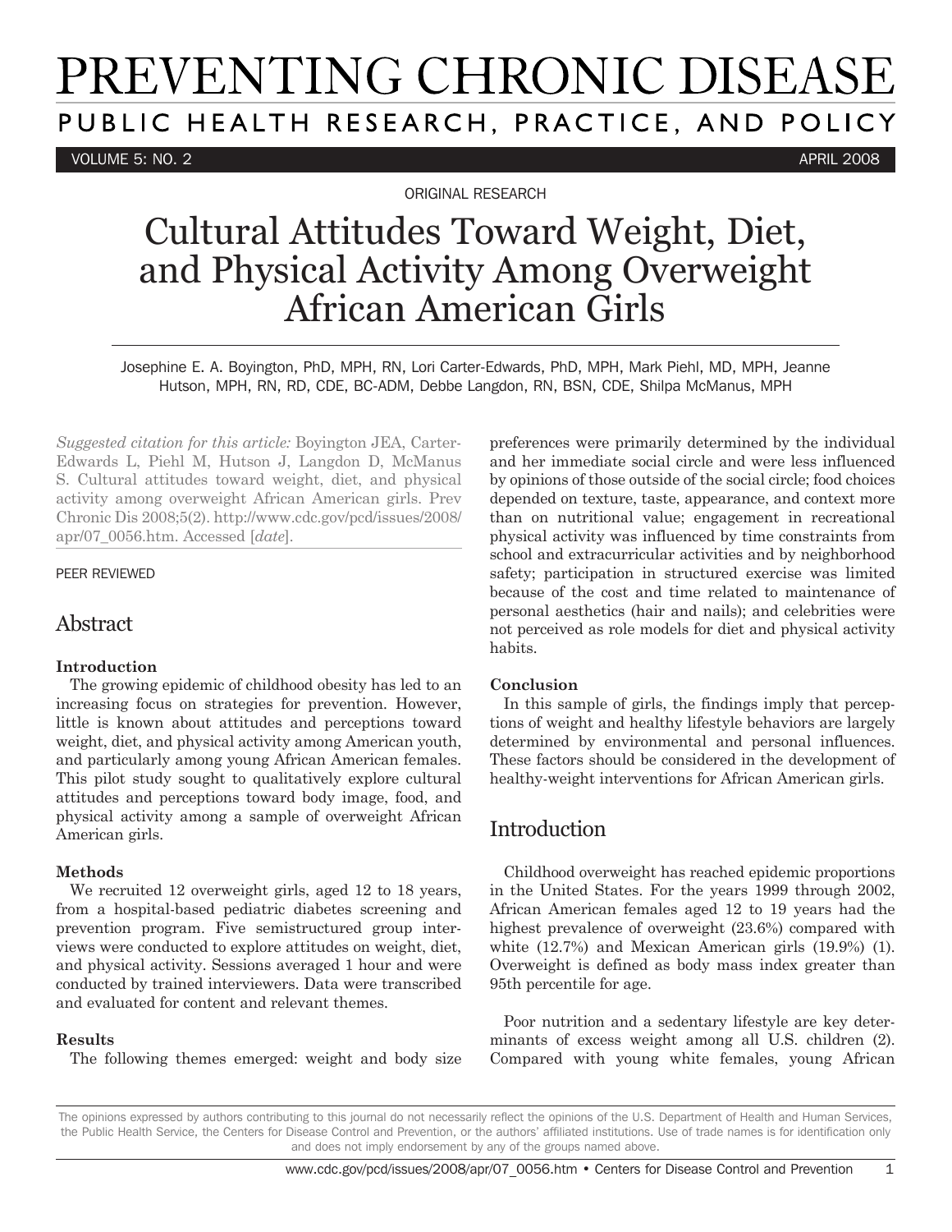# Cultural Attitudes Toward Weight, Diet, and Physical Activity Among Overweight African American Girls

ORIGINAL RESEARCH

Josephine E. A. Boyington, PhD, MPH, RN, Lori Carter-Edwards, PhD, MPH, Mark Piehl, MD, MPH, Jeanne Hutson, MPH, RN, RD, CDE, BC-ADM, Debbe Langdon, RN, BSN, CDE, Shilpa McManus, MPH

*Suggested citation for this article:* Boyington JEA, Carter-Edwards L, Piehl M, Hutson J, Langdon D, McManus S. Cultural attitudes toward weight, diet, and physical activity among overweight African American girls. Prev Chronic Dis 2008;5(2). http://www.cdc.gov/pcd/issues/2008/apr/07_0056.htm. Accessed [*date*].

PEER REVIEWED

## Abstract

**Introduction**

The growing epidemic of childhood obesity has led to an increasing focus on strategies for prevention. However, little is known about attitudes and perceptions toward weight, diet, and physical activity among American youth, and particularly among young African American females. This pilot study sought to qualitatively explore cultural attitudes and perceptions toward body image, food, and physical activity among a sample of overweight African American girls.

**Methods**

We recruited 12 overweight girls, aged 12 to 18 years, from a hospital-based pediatric diabetes screening and prevention program. Five semistructured group interviews were conducted to explore attitudes on weight, diet, and physical activity. Sessions averaged 1 hour and were conducted by trained interviewers. Data were transcribed and evaluated for content and relevant themes.

**Results**

The following themes emerged: weight and body size preferences were primarily determined by the individual and her immediate social circle and were less influenced by opinions of those outside of the social circle; food choices depended on texture, taste, appearance, and context more than on nutritional value; engagement in recreational physical activity was influenced by time constraints from school and extracurricular activities and by neighborhood safety; participation in structured exercise was limited because of the cost and time related to maintenance of personal aesthetics (hair and nails); and celebrities were not perceived as role models for diet and physical activity habits.

**Conclusion**

In this sample of girls, the findings imply that perceptions of weight and healthy lifestyle behaviors are largely determined by environmental and personal influences. These factors should be considered in the development of healthy-weight interventions for African American girls.

## Introduction

Childhood overweight has reached epidemic proportions in the United States. For the years 1999 through 2002, African American females aged 12 to 19 years had the highest prevalence of overweight (23.6%) compared with white (12.7%) and Mexican American girls (19.9%) (1). Overweight is defined as body mass index greater than 95th percentile for age.

Poor nutrition and a sedentary lifestyle are key determinants of excess weight among all U.S. children (2). Compared with young white females, young African

The opinions expressed by authors contributing to this journal do not necessarily reflect the opinions of the U.S. Department of Health and Human Services, the Public Health Service, the Centers for Disease Control and Prevention, or the authors' affiliated institutions. Use of trade names is for identification only and does not imply endorsement by any of the groups named above.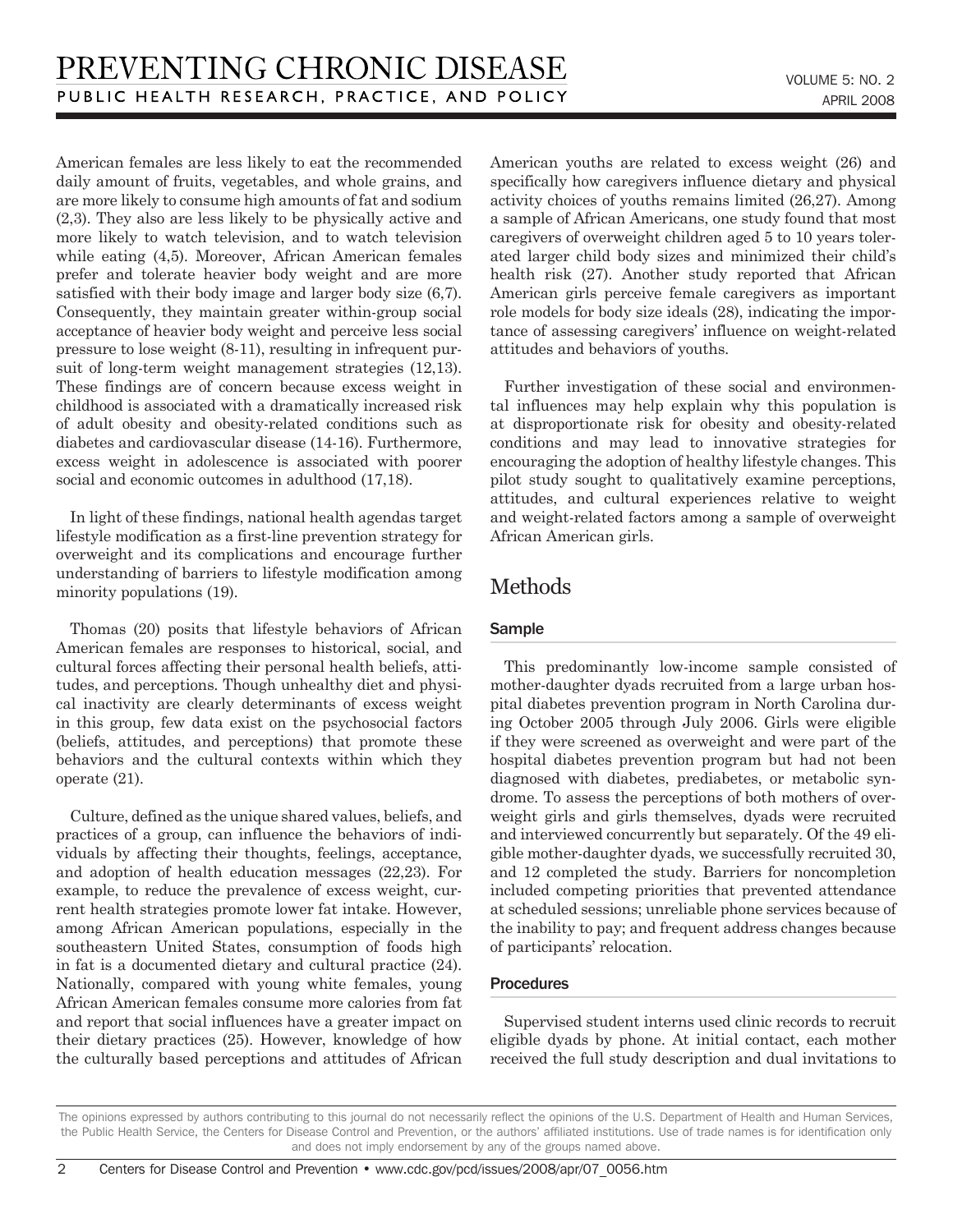American females are less likely to eat the recommended daily amount of fruits, vegetables, and whole grains, and are more likely to consume high amounts of fat and sodium (2,3). They also are less likely to be physically active and more likely to watch television, and to watch television while eating (4,5). Moreover, African American females prefer and tolerate heavier body weight and are more satisfied with their body image and larger body size (6,7). Consequently, they maintain greater within-group social acceptance of heavier body weight and perceive less social pressure to lose weight (8-11), resulting in infrequent pursuit of long-term weight management strategies (12,13). These findings are of concern because excess weight in childhood is associated with a dramatically increased risk of adult obesity and obesity-related conditions such as diabetes and cardiovascular disease (14-16). Furthermore, excess weight in adolescence is associated with poorer social and economic outcomes in adulthood (17,18).

In light of these findings, national health agendas target lifestyle modification as a first-line prevention strategy for overweight and its complications and encourage further understanding of barriers to lifestyle modification among minority populations (19).

Thomas (20) posits that lifestyle behaviors of African American females are responses to historical, social, and cultural forces affecting their personal health beliefs, attitudes, and perceptions. Though unhealthy diet and physical inactivity are clearly determinants of excess weight in this group, few data exist on the psychosocial factors (beliefs, attitudes, and perceptions) that promote these behaviors and the cultural contexts within which they operate (21).

Culture, defined as the unique shared values, beliefs, and practices of a group, can influence the behaviors of individuals by affecting their thoughts, feelings, acceptance, and adoption of health education messages (22,23). For example, to reduce the prevalence of excess weight, current health strategies promote lower fat intake. However, among African American populations, especially in the southeastern United States, consumption of foods high in fat is a documented dietary and cultural practice (24). Nationally, compared with young white females, young African American females consume more calories from fat and report that social influences have a greater impact on their dietary practices (25). However, knowledge of how the culturally based perceptions and attitudes of African American youths are related to excess weight (26) and specifically how caregivers influence dietary and physical activity choices of youths remains limited (26,27). Among a sample of African Americans, one study found that most caregivers of overweight children aged 5 to 10 years tolerated larger child body sizes and minimized their child's health risk (27). Another study reported that African American girls perceive female caregivers as important role models for body size ideals (28), indicating the importance of assessing caregivers' influence on weight-related attitudes and behaviors of youths.

Further investigation of these social and environmental influences may help explain why this population is at disproportionate risk for obesity and obesity-related conditions and may lead to innovative strategies for encouraging the adoption of healthy lifestyle changes. This pilot study sought to qualitatively examine perceptions, attitudes, and cultural experiences relative to weight and weight-related factors among a sample of overweight African American girls.

## Methods

### Sample

This predominantly low-income sample consisted of mother-daughter dyads recruited from a large urban hospital diabetes prevention program in North Carolina during October 2005 through July 2006. Girls were eligible if they were screened as overweight and were part of the hospital diabetes prevention program but had not been diagnosed with diabetes, prediabetes, or metabolic syndrome. To assess the perceptions of both mothers of overweight girls and girls themselves, dyads were recruited and interviewed concurrently but separately. Of the 49 eligible mother-daughter dyads, we successfully recruited 30, and 12 completed the study. Barriers for noncompletion included competing priorities that prevented attendance at scheduled sessions; unreliable phone services because of the inability to pay; and frequent address changes because of participants' relocation.

### Procedures

Supervised student interns used clinic records to recruit eligible dyads by phone. At initial contact, each mother received the full study description and dual invitations to

The opinions expressed by authors contributing to this journal do not necessarily reflect the opinions of the U.S. Department of Health and Human Services, the Public Health Service, the Centers for Disease Control and Prevention, or the authors' affiliated institutions. Use of trade names is for identification only and does not imply endorsement by any of the groups named above.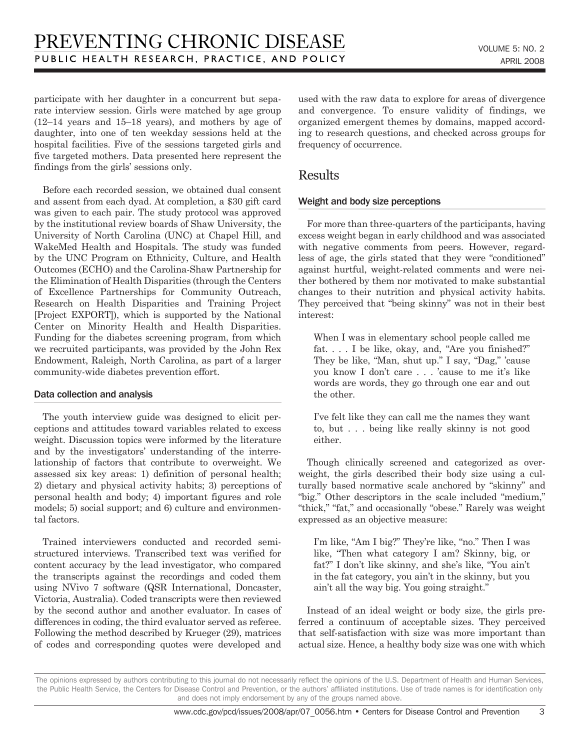participate with her daughter in a concurrent but separate interview session. Girls were matched by age group (12–14 years and 15–18 years), and mothers by age of daughter, into one of ten weekday sessions held at the hospital facilities. Five of the sessions targeted girls and five targeted mothers. Data presented here represent the findings from the girls' sessions only.

Before each recorded session, we obtained dual consent and assent from each dyad. At completion, a $30 gift card was given to each pair. The study protocol was approved by the institutional review boards of Shaw University, the University of North Carolina (UNC) at Chapel Hill, and WakeMed Health and Hospitals. The study was funded by the UNC Program on Ethnicity, Culture, and Health Outcomes (ECHO) and the Carolina-Shaw Partnership for the Elimination of Health Disparities (through the Centers of Excellence Partnerships for Community Outreach, Research on Health Disparities and Training Project [Project EXPORT]), which is supported by the National Center on Minority Health and Health Disparities. Funding for the diabetes screening program, from which we recruited participants, was provided by the John Rex Endowment, Raleigh, North Carolina, as part of a larger community-wide diabetes prevention effort.

### Data collection and analysis

The youth interview guide was designed to elicit perceptions and attitudes toward variables related to excess weight. Discussion topics were informed by the literature and by the investigators' understanding of the interrelationship of factors that contribute to overweight. We assessed six key areas: 1) definition of personal health; 2) dietary and physical activity habits; 3) perceptions of personal health and body; 4) important figures and role models; 5) social support; and 6) culture and environmental factors.

Trained interviewers conducted and recorded semi-structured interviews. Transcribed text was verified for content accuracy by the lead investigator, who compared the transcripts against the recordings and coded them using NVivo 7 software (QSR International, Doncaster, Victoria, Australia). Coded transcripts were then reviewed by the second author and another evaluator. In cases of differences in coding, the third evaluator served as referee. Following the method described by Krueger (29), matrices of codes and corresponding quotes were developed and used with the raw data to explore for areas of divergence and convergence. To ensure validity of findings, we organized emergent themes by domains, mapped according to research questions, and checked across groups for frequency of occurrence.

## Results

### Weight and body size perceptions

For more than three-quarters of the participants, having excess weight began in early childhood and was associated with negative comments from peers. However, regardless of age, the girls stated that they were "conditioned" against hurtful, weight-related comments and were neither bothered by them nor motivated to make substantial changes to their nutrition and physical activity habits. They perceived that "being skinny" was not in their best interest:

> When I was in elementary school people called me fat. . . . I be like, okay, and, "Are you finished?" They be like, "Man, shut up." I say, "Dag," 'cause you know I don't care . . . 'cause to me it's like words are words, they go through one ear and out the other.

> I've felt like they can call me the names they want to, but . . . being like really skinny is not good either.

Though clinically screened and categorized as overweight, the girls described their body size using a culturally based normative scale anchored by "skinny" and "big." Other descriptors in the scale included "medium," "thick," "fat," and occasionally "obese." Rarely was weight expressed as an objective measure:

> I'm like, "Am I big?" They're like, "no." Then I was like, "Then what category I am? Skinny, big, or fat?" I don't like skinny, and she's like, "You ain't in the fat category, you ain't in the skinny, but you ain't all the way big. You going straight."

Instead of an ideal weight or body size, the girls preferred a continuum of acceptable sizes. They perceived that self-satisfaction with size was more important than actual size. Hence, a healthy body size was one with which

The opinions expressed by authors contributing to this journal do not necessarily reflect the opinions of the U.S. Department of Health and Human Services, the Public Health Service, the Centers for Disease Control and Prevention, or the authors' affiliated institutions. Use of trade names is for identification only and does not imply endorsement by any of the groups named above.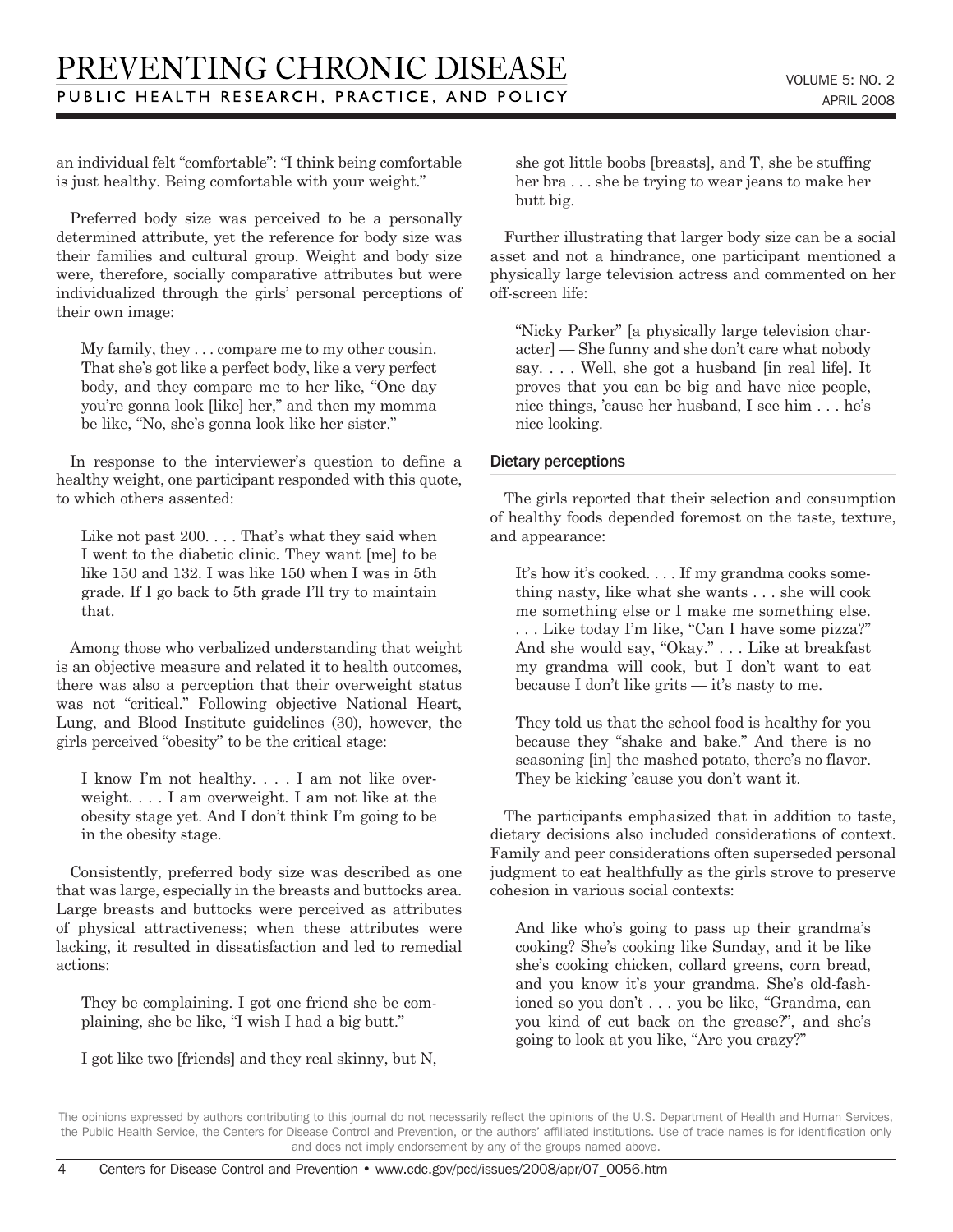an individual felt "comfortable": "I think being comfortable is just healthy. Being comfortable with your weight."

Preferred body size was perceived to be a personally determined attribute, yet the reference for body size was their families and cultural group. Weight and body size were, therefore, socially comparative attributes but were individualized through the girls' personal perceptions of their own image:

> My family, they . . . compare me to my other cousin. That she's got like a perfect body, like a very perfect body, and they compare me to her like, "One day you're gonna look [like] her," and then my momma be like, "No, she's gonna look like her sister."

In response to the interviewer's question to define a healthy weight, one participant responded with this quote, to which others assented:

> Like not past 200. . . . That's what they said when I went to the diabetic clinic. They want [me] to be like 150 and 132. I was like 150 when I was in 5th grade. If I go back to 5th grade I'll try to maintain that.

Among those who verbalized understanding that weight is an objective measure and related it to health outcomes, there was also a perception that their overweight status was not "critical." Following objective National Heart, Lung, and Blood Institute guidelines (30), however, the girls perceived "obesity" to be the critical stage:

> I know I'm not healthy. . . . I am not like overweight. . . . I am overweight. I am not like at the obesity stage yet. And I don't think I'm going to be in the obesity stage.

Consistently, preferred body size was described as one that was large, especially in the breasts and buttocks area. Large breasts and buttocks were perceived as attributes of physical attractiveness; when these attributes were lacking, it resulted in dissatisfaction and led to remedial actions:

> They be complaining. I got one friend she be complaining, she be like, "I wish I had a big butt."
>
> I got like two [friends] and they real skinny, but N, she got little boobs [breasts], and T, she be stuffing her bra . . . she be trying to wear jeans to make her butt big.

Further illustrating that larger body size can be a social asset and not a hindrance, one participant mentioned a physically large television actress and commented on her off-screen life:

> "Nicky Parker" [a physically large television character] — She funny and she don't care what nobody say. . . . Well, she got a husband [in real life]. It proves that you can be big and have nice people, nice things, 'cause her husband, I see him . . . he's nice looking.

### Dietary perceptions

The girls reported that their selection and consumption of healthy foods depended foremost on the taste, texture, and appearance:

> It's how it's cooked. . . . If my grandma cooks something nasty, like what she wants . . . she will cook me something else or I make me something else. . . . Like today I'm like, "Can I have some pizza?" And she would say, "Okay." . . . Like at breakfast my grandma will cook, but I don't want to eat because I don't like grits — it's nasty to me.
>
> They told us that the school food is healthy for you because they "shake and bake." And there is no seasoning [in] the mashed potato, there's no flavor. They be kicking 'cause you don't want it.

The participants emphasized that in addition to taste, dietary decisions also included considerations of context. Family and peer considerations often superseded personal judgment to eat healthfully as the girls strove to preserve cohesion in various social contexts:

> And like who's going to pass up their grandma's cooking? She's cooking like Sunday, and it be like she's cooking chicken, collard greens, corn bread, and you know it's your grandma. She's old-fashioned so you don't . . . you be like, "Grandma, can you kind of cut back on the grease?", and she's going to look at you like, "Are you crazy?"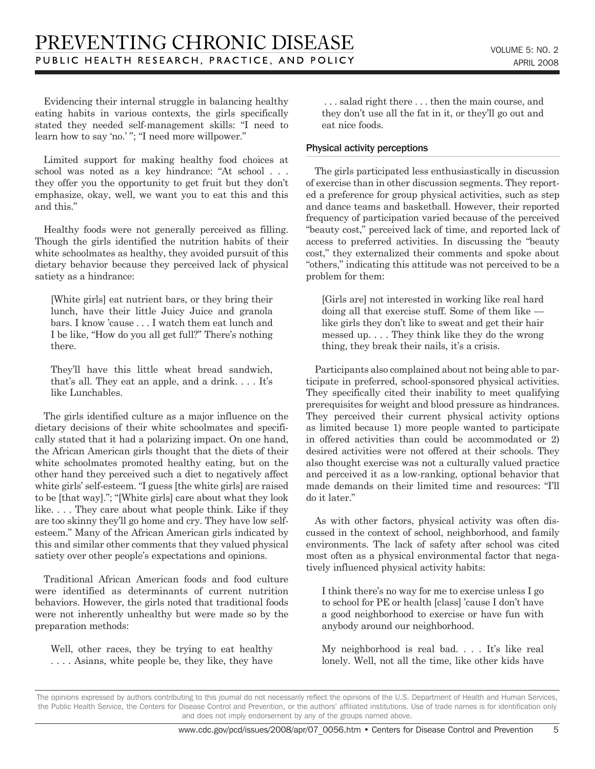Evidencing their internal struggle in balancing healthy eating habits in various contexts, the girls specifically stated they needed self-management skills: "I need to learn how to say 'no.' "; "I need more willpower."

Limited support for making healthy food choices at school was noted as a key hindrance: "At school . . . they offer you the opportunity to get fruit but they don't emphasize, okay, well, we want you to eat this and this and this."

Healthy foods were not generally perceived as filling. Though the girls identified the nutrition habits of their white schoolmates as healthy, they avoided pursuit of this dietary behavior because they perceived lack of physical satiety as a hindrance:

> [White girls] eat nutrient bars, or they bring their lunch, have their little Juicy Juice and granola bars. I know 'cause . . . I watch them eat lunch and I be like, "How do you all get full?" There's nothing there.
>
> They'll have this little wheat bread sandwich, that's all. They eat an apple, and a drink. . . . It's like Lunchables.

The girls identified culture as a major influence on the dietary decisions of their white schoolmates and specifically stated that it had a polarizing impact. On one hand, the African American girls thought that the diets of their white schoolmates promoted healthy eating, but on the other hand they perceived such a diet to negatively affect white girls' self-esteem. "I guess [the white girls] are raised to be [that way]."; "[White girls] care about what they look like. . . . They care about what people think. Like if they are too skinny they'll go home and cry. They have low self-esteem." Many of the African American girls indicated by this and similar other comments that they valued physical satiety over other people's expectations and opinions.

Traditional African American foods and food culture were identified as determinants of current nutrition behaviors. However, the girls noted that traditional foods were not inherently unhealthy but were made so by the preparation methods:

> Well, other races, they be trying to eat healthy . . . . Asians, white people be, they like, they have . . . salad right there . . . then the main course, and they don't use all the fat in it, or they'll go out and eat nice foods.

### Physical activity perceptions

The girls participated less enthusiastically in discussion of exercise than in other discussion segments. They reported a preference for group physical activities, such as step and dance teams and basketball. However, their reported frequency of participation varied because of the perceived "beauty cost," perceived lack of time, and reported lack of access to preferred activities. In discussing the "beauty cost," they externalized their comments and spoke about "others," indicating this attitude was not perceived to be a problem for them:

> [Girls are] not interested in working like real hard doing all that exercise stuff. Some of them like — like girls they don't like to sweat and get their hair messed up. . . . They think like they do the wrong thing, they break their nails, it's a crisis.

Participants also complained about not being able to participate in preferred, school-sponsored physical activities. They specifically cited their inability to meet qualifying prerequisites for weight and blood pressure as hindrances. They perceived their current physical activity options as limited because 1) more people wanted to participate in offered activities than could be accommodated or 2) desired activities were not offered at their schools. They also thought exercise was not a culturally valued practice and perceived it as a low-ranking, optional behavior that made demands on their limited time and resources: "I'll do it later."

As with other factors, physical activity was often discussed in the context of school, neighborhood, and family environments. The lack of safety after school was cited most often as a physical environmental factor that negatively influenced physical activity habits:

> I think there's no way for me to exercise unless I go to school for PE or health [class] 'cause I don't have a good neighborhood to exercise or have fun with anybody around our neighborhood.
>
> My neighborhood is real bad. . . . It's like real lonely. Well, not all the time, like other kids have

The opinions expressed by authors contributing to this journal do not necessarily reflect the opinions of the U.S. Department of Health and Human Services, the Public Health Service, the Centers for Disease Control and Prevention, or the authors' affiliated institutions. Use of trade names is for identification only and does not imply endorsement by any of the groups named above.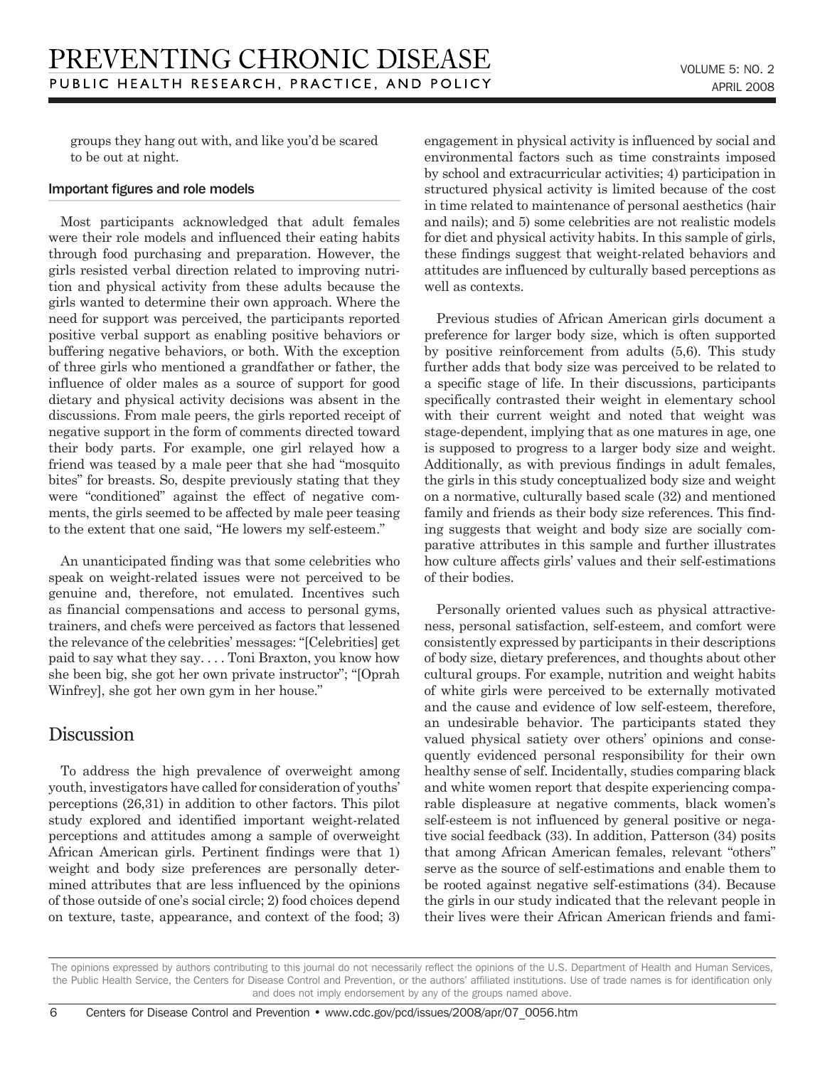groups they hang out with, and like you'd be scared to be out at night.

### Important figures and role models

Most participants acknowledged that adult females were their role models and influenced their eating habits through food purchasing and preparation. However, the girls resisted verbal direction related to improving nutrition and physical activity from these adults because the girls wanted to determine their own approach. Where the need for support was perceived, the participants reported positive verbal support as enabling positive behaviors or buffering negative behaviors, or both. With the exception of three girls who mentioned a grandfather or father, the influence of older males as a source of support for good dietary and physical activity decisions was absent in the discussions. From male peers, the girls reported receipt of negative support in the form of comments directed toward their body parts. For example, one girl relayed how a friend was teased by a male peer that she had "mosquito bites" for breasts. So, despite previously stating that they were "conditioned" against the effect of negative comments, the girls seemed to be affected by male peer teasing to the extent that one said, "He lowers my self-esteem."

An unanticipated finding was that some celebrities who speak on weight-related issues were not perceived to be genuine and, therefore, not emulated. Incentives such as financial compensations and access to personal gyms, trainers, and chefs were perceived as factors that lessened the relevance of the celebrities' messages: "[Celebrities] get paid to say what they say. . . . Toni Braxton, you know how she been big, she got her own private instructor"; "[Oprah Winfrey], she got her own gym in her house."

## Discussion

To address the high prevalence of overweight among youth, investigators have called for consideration of youths' perceptions (26,31) in addition to other factors. This pilot study explored and identified important weight-related perceptions and attitudes among a sample of overweight African American girls. Pertinent findings were that 1) weight and body size preferences are personally determined attributes that are less influenced by the opinions of those outside of one's social circle; 2) food choices depend on texture, taste, appearance, and context of the food; 3) engagement in physical activity is influenced by social and environmental factors such as time constraints imposed by school and extracurricular activities; 4) participation in structured physical activity is limited because of the cost in time related to maintenance of personal aesthetics (hair and nails); and 5) some celebrities are not realistic models for diet and physical activity habits. In this sample of girls, these findings suggest that weight-related behaviors and attitudes are influenced by culturally based perceptions as well as contexts.

Previous studies of African American girls document a preference for larger body size, which is often supported by positive reinforcement from adults (5,6). This study further adds that body size was perceived to be related to a specific stage of life. In their discussions, participants specifically contrasted their weight in elementary school with their current weight and noted that weight was stage-dependent, implying that as one matures in age, one is supposed to progress to a larger body size and weight. Additionally, as with previous findings in adult females, the girls in this study conceptualized body size and weight on a normative, culturally based scale (32) and mentioned family and friends as their body size references. This finding suggests that weight and body size are socially comparative attributes in this sample and further illustrates how culture affects girls' values and their self-estimations of their bodies.

Personally oriented values such as physical attractiveness, personal satisfaction, self-esteem, and comfort were consistently expressed by participants in their descriptions of body size, dietary preferences, and thoughts about other cultural groups. For example, nutrition and weight habits of white girls were perceived to be externally motivated and the cause and evidence of low self-esteem, therefore, an undesirable behavior. The participants stated they valued physical satiety over others' opinions and consequently evidenced personal responsibility for their own healthy sense of self. Incidentally, studies comparing black and white women report that despite experiencing comparable displeasure at negative comments, black women's self-esteem is not influenced by general positive or negative social feedback (33). In addition, Patterson (34) posits that among African American females, relevant "others" serve as the source of self-estimations and enable them to be rooted against negative self-estimations (34). Because the girls in our study indicated that the relevant people in their lives were their African American friends and fami-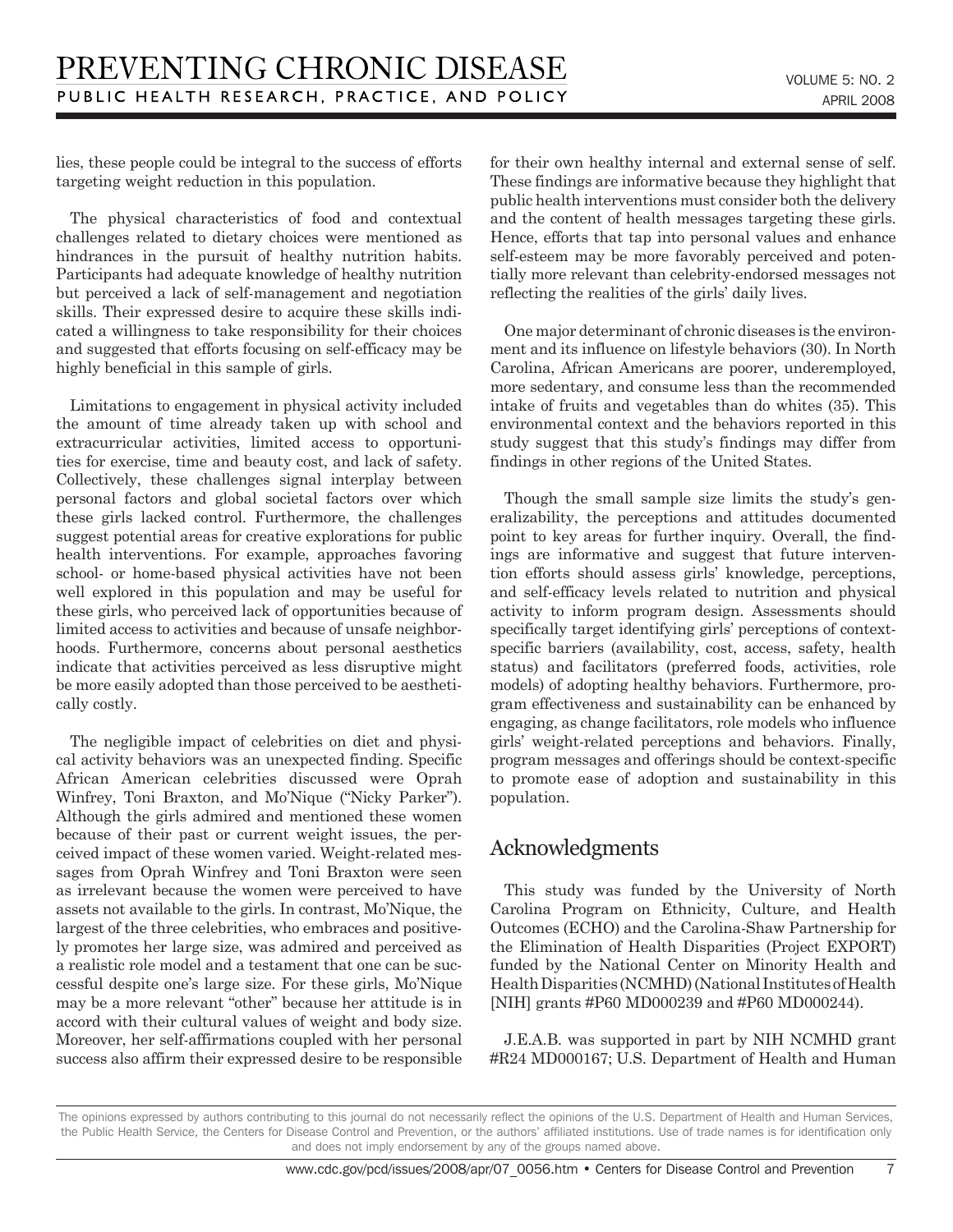lies, these people could be integral to the success of efforts targeting weight reduction in this population.

The physical characteristics of food and contextual challenges related to dietary choices were mentioned as hindrances in the pursuit of healthy nutrition habits. Participants had adequate knowledge of healthy nutrition but perceived a lack of self-management and negotiation skills. Their expressed desire to acquire these skills indicated a willingness to take responsibility for their choices and suggested that efforts focusing on self-efficacy may be highly beneficial in this sample of girls.

Limitations to engagement in physical activity included the amount of time already taken up with school and extracurricular activities, limited access to opportunities for exercise, time and beauty cost, and lack of safety. Collectively, these challenges signal interplay between personal factors and global societal factors over which these girls lacked control. Furthermore, the challenges suggest potential areas for creative explorations for public health interventions. For example, approaches favoring school- or home-based physical activities have not been well explored in this population and may be useful for these girls, who perceived lack of opportunities because of limited access to activities and because of unsafe neighborhoods. Furthermore, concerns about personal aesthetics indicate that activities perceived as less disruptive might be more easily adopted than those perceived to be aesthetically costly.

The negligible impact of celebrities on diet and physical activity behaviors was an unexpected finding. Specific African American celebrities discussed were Oprah Winfrey, Toni Braxton, and Mo'Nique ("Nicky Parker"). Although the girls admired and mentioned these women because of their past or current weight issues, the perceived impact of these women varied. Weight-related messages from Oprah Winfrey and Toni Braxton were seen as irrelevant because the women were perceived to have assets not available to the girls. In contrast, Mo'Nique, the largest of the three celebrities, who embraces and positively promotes her large size, was admired and perceived as a realistic role model and a testament that one can be successful despite one's large size. For these girls, Mo'Nique may be a more relevant "other" because her attitude is in accord with their cultural values of weight and body size. Moreover, her self-affirmations coupled with her personal success also affirm their expressed desire to be responsible for their own healthy internal and external sense of self. These findings are informative because they highlight that public health interventions must consider both the delivery and the content of health messages targeting these girls. Hence, efforts that tap into personal values and enhance self-esteem may be more favorably perceived and potentially more relevant than celebrity-endorsed messages not reflecting the realities of the girls' daily lives.

One major determinant of chronic diseases is the environment and its influence on lifestyle behaviors (30). In North Carolina, African Americans are poorer, underemployed, more sedentary, and consume less than the recommended intake of fruits and vegetables than do whites (35). This environmental context and the behaviors reported in this study suggest that this study's findings may differ from findings in other regions of the United States.

Though the small sample size limits the study's generalizability, the perceptions and attitudes documented point to key areas for further inquiry. Overall, the findings are informative and suggest that future intervention efforts should assess girls' knowledge, perceptions, and self-efficacy levels related to nutrition and physical activity to inform program design. Assessments should specifically target identifying girls' perceptions of context-specific barriers (availability, cost, access, safety, health status) and facilitators (preferred foods, activities, role models) of adopting healthy behaviors. Furthermore, program effectiveness and sustainability can be enhanced by engaging, as change facilitators, role models who influence girls' weight-related perceptions and behaviors. Finally, program messages and offerings should be context-specific to promote ease of adoption and sustainability in this population.

## Acknowledgments

This study was funded by the University of North Carolina Program on Ethnicity, Culture, and Health Outcomes (ECHO) and the Carolina-Shaw Partnership for the Elimination of Health Disparities (Project EXPORT) funded by the National Center on Minority Health and Health Disparities (NCMHD) (National Institutes of Health [NIH] grants #P60 MD000239 and #P60 MD000244).

J.E.A.B. was supported in part by NIH NCMHD grant #R24 MD000167; U.S. Department of Health and Human

The opinions expressed by authors contributing to this journal do not necessarily reflect the opinions of the U.S. Department of Health and Human Services, the Public Health Service, the Centers for Disease Control and Prevention, or the authors' affiliated institutions. Use of trade names is for identification only and does not imply endorsement by any of the groups named above.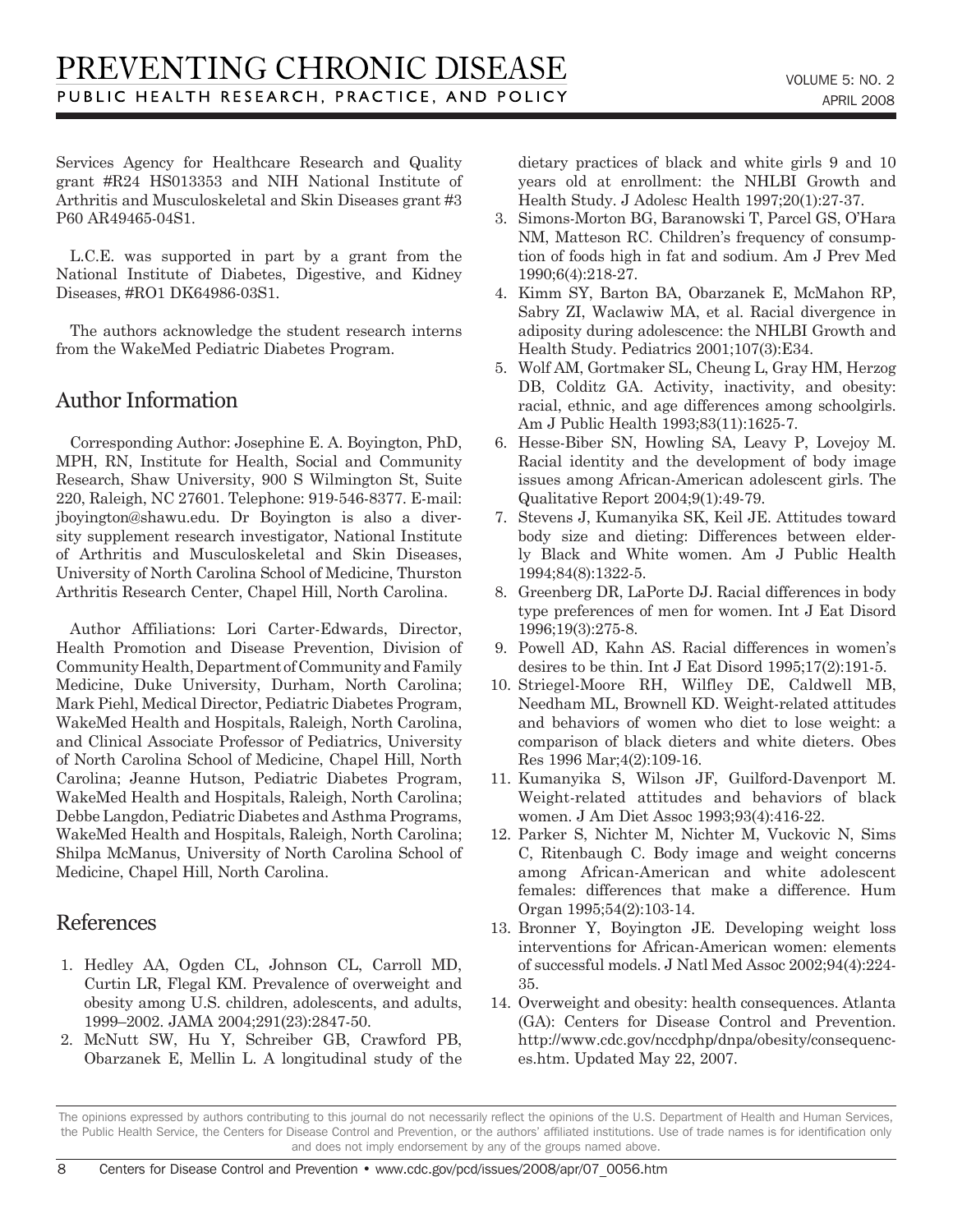Services Agency for Healthcare Research and Quality grant #R24 HS013353 and NIH National Institute of Arthritis and Musculoskeletal and Skin Diseases grant #3 P60 AR49465-04S1.

L.C.E. was supported in part by a grant from the National Institute of Diabetes, Digestive, and Kidney Diseases, #RO1 DK64986-03S1.

The authors acknowledge the student research interns from the WakeMed Pediatric Diabetes Program.

## Author Information

Corresponding Author: Josephine E. A. Boyington, PhD, MPH, RN, Institute for Health, Social and Community Research, Shaw University, 900 S Wilmington St, Suite 220, Raleigh, NC 27601. Telephone: 919-546-8377. E-mail: jboyington@shawu.edu. Dr Boyington is also a diversity supplement research investigator, National Institute of Arthritis and Musculoskeletal and Skin Diseases, University of North Carolina School of Medicine, Thurston Arthritis Research Center, Chapel Hill, North Carolina.

Author Affiliations: Lori Carter-Edwards, Director, Health Promotion and Disease Prevention, Division of Community Health, Department of Community and Family Medicine, Duke University, Durham, North Carolina; Mark Piehl, Medical Director, Pediatric Diabetes Program, WakeMed Health and Hospitals, Raleigh, North Carolina, and Clinical Associate Professor of Pediatrics, University of North Carolina School of Medicine, Chapel Hill, North Carolina; Jeanne Hutson, Pediatric Diabetes Program, WakeMed Health and Hospitals, Raleigh, North Carolina; Debbe Langdon, Pediatric Diabetes and Asthma Programs, WakeMed Health and Hospitals, Raleigh, North Carolina; Shilpa McManus, University of North Carolina School of Medicine, Chapel Hill, North Carolina.

## References

1. Hedley AA, Ogden CL, Johnson CL, Carroll MD, Curtin LR, Flegal KM. Prevalence of overweight and obesity among U.S. children, adolescents, and adults, 1999–2002. JAMA 2004;291(23):2847-50.
2. McNutt SW, Hu Y, Schreiber GB, Crawford PB, Obarzanek E, Mellin L. A longitudinal study of the dietary practices of black and white girls 9 and 10 years old at enrollment: the NHLBI Growth and Health Study. J Adolesc Health 1997;20(1):27-37.
3. Simons-Morton BG, Baranowski T, Parcel GS, O'Hara NM, Matteson RC. Children's frequency of consumption of foods high in fat and sodium. Am J Prev Med 1990;6(4):218-27.
4. Kimm SY, Barton BA, Obarzanek E, McMahon RP, Sabry ZI, Waclawiw MA, et al. Racial divergence in adiposity during adolescence: the NHLBI Growth and Health Study. Pediatrics 2001;107(3):E34.
5. Wolf AM, Gortmaker SL, Cheung L, Gray HM, Herzog DB, Colditz GA. Activity, inactivity, and obesity: racial, ethnic, and age differences among schoolgirls. Am J Public Health 1993;83(11):1625-7.
6. Hesse-Biber SN, Howling SA, Leavy P, Lovejoy M. Racial identity and the development of body image issues among African-American adolescent girls. The Qualitative Report 2004;9(1):49-79.
7. Stevens J, Kumanyika SK, Keil JE. Attitudes toward body size and dieting: Differences between elderly Black and White women. Am J Public Health 1994;84(8):1322-5.
8. Greenberg DR, LaPorte DJ. Racial differences in body type preferences of men for women. Int J Eat Disord 1996;19(3):275-8.
9. Powell AD, Kahn AS. Racial differences in women's desires to be thin. Int J Eat Disord 1995;17(2):191-5.
10. Striegel-Moore RH, Wilfley DE, Caldwell MB, Needham ML, Brownell KD. Weight-related attitudes and behaviors of women who diet to lose weight: a comparison of black dieters and white dieters. Obes Res 1996 Mar;4(2):109-16.
11. Kumanyika S, Wilson JF, Guilford-Davenport M. Weight-related attitudes and behaviors of black women. J Am Diet Assoc 1993;93(4):416-22.
12. Parker S, Nichter M, Nichter M, Vuckovic N, Sims C, Ritenbaugh C. Body image and weight concerns among African-American and white adolescent females: differences that make a difference. Hum Organ 1995;54(2):103-14.
13. Bronner Y, Boyington JE. Developing weight loss interventions for African-American women: elements of successful models. J Natl Med Assoc 2002;94(4):224-35.
14. Overweight and obesity: health consequences. Atlanta (GA): Centers for Disease Control and Prevention. http://www.cdc.gov/nccdphp/dnpa/obesity/consequences.htm. Updated May 22, 2007.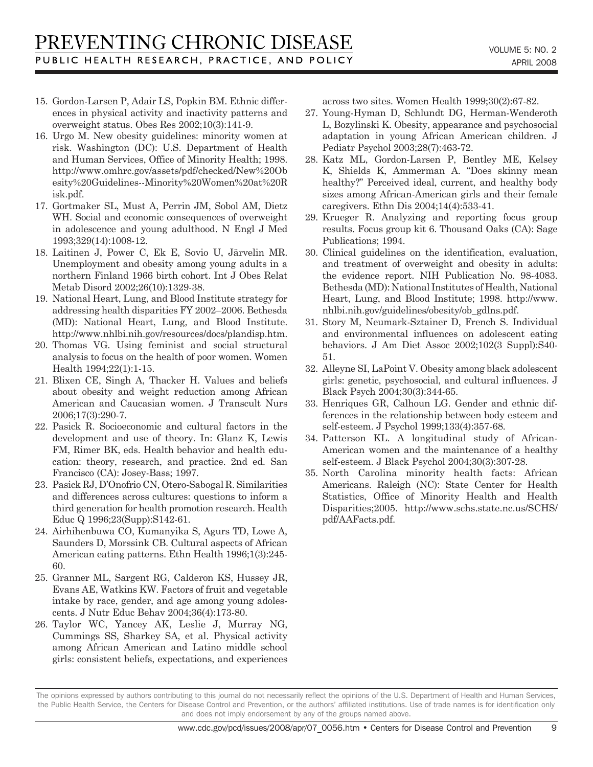15. Gordon-Larsen P, Adair LS, Popkin BM. Ethnic differences in physical activity and inactivity patterns and overweight status. Obes Res 2002;10(3):141-9.
16. Urgo M. New obesity guidelines: minority women at risk. Washington (DC): U.S. Department of Health and Human Services, Office of Minority Health; 1998. http://www.omhrc.gov/assets/pdf/checked/New%20Obesity%20Guidelines--Minority%20Women%20at%20Risk.pdf.
17. Gortmaker SL, Must A, Perrin JM, Sobol AM, Dietz WH. Social and economic consequences of overweight in adolescence and young adulthood. N Engl J Med 1993;329(14):1008-12.
18. Laitinen J, Power C, Ek E, Sovio U, Järvelin MR. Unemployment and obesity among young adults in a northern Finland 1966 birth cohort. Int J Obes Relat Metab Disord 2002;26(10):1329-38.
19. National Heart, Lung, and Blood Institute strategy for addressing health disparities FY 2002–2006. Bethesda (MD): National Heart, Lung, and Blood Institute. http://www.nhlbi.nih.gov/resources/docs/plandisp.htm.
20. Thomas VG. Using feminist and social structural analysis to focus on the health of poor women. Women Health 1994;22(1):1-15.
21. Blixen CE, Singh A, Thacker H. Values and beliefs about obesity and weight reduction among African American and Caucasian women. J Transcult Nurs 2006;17(3):290-7.
22. Pasick R. Socioeconomic and cultural factors in the development and use of theory. In: Glanz K, Lewis FM, Rimer BK, eds. Health behavior and health education: theory, research, and practice. 2nd ed. San Francisco (CA): Josey-Bass; 1997.
23. Pasick RJ, D'Onofrio CN, Otero-Sabogal R. Similarities and differences across cultures: questions to inform a third generation for health promotion research. Health Educ Q 1996;23(Supp):S142-61.
24. Airhihenbuwa CO, Kumanyika S, Agurs TD, Lowe A, Saunders D, Morssink CB. Cultural aspects of African American eating patterns. Ethn Health 1996;1(3):245-60.
25. Granner ML, Sargent RG, Calderon KS, Hussey JR, Evans AE, Watkins KW. Factors of fruit and vegetable intake by race, gender, and age among young adolescents. J Nutr Educ Behav 2004;36(4):173-80.
26. Taylor WC, Yancey AK, Leslie J, Murray NG, Cummings SS, Sharkey SA, et al. Physical activity among African American and Latino middle school girls: consistent beliefs, expectations, and experiences across two sites. Women Health 1999;30(2):67-82.
27. Young-Hyman D, Schlundt DG, Herman-Wenderoth L, Bozylinski K. Obesity, appearance and psychosocial adaptation in young African American children. J Pediatr Psychol 2003;28(7):463-72.
28. Katz ML, Gordon-Larsen P, Bentley ME, Kelsey K, Shields K, Ammerman A. "Does skinny mean healthy?" Perceived ideal, current, and healthy body sizes among African-American girls and their female caregivers. Ethn Dis 2004;14(4):533-41.
29. Krueger R. Analyzing and reporting focus group results. Focus group kit 6. Thousand Oaks (CA): Sage Publications; 1994.
30. Clinical guidelines on the identification, evaluation, and treatment of overweight and obesity in adults: the evidence report. NIH Publication No. 98-4083. Bethesda (MD): National Institutes of Health, National Heart, Lung, and Blood Institute; 1998. http://www.nhlbi.nih.gov/guidelines/obesity/ob_gdlns.pdf.
31. Story M, Neumark-Sztainer D, French S. Individual and environmental influences on adolescent eating behaviors. J Am Diet Assoc 2002;102(3 Suppl):S40-51.
32. Alleyne SI, LaPoint V. Obesity among black adolescent girls: genetic, psychosocial, and cultural influences. J Black Psych 2004;30(3):344-65.
33. Henriques GR, Calhoun LG. Gender and ethnic differences in the relationship between body esteem and self-esteem. J Psychol 1999;133(4):357-68.
34. Patterson KL. A longitudinal study of African-American women and the maintenance of a healthy self-esteem. J Black Psychol 2004;30(3):307-28.
35. North Carolina minority health facts: African Americans. Raleigh (NC): State Center for Health Statistics, Office of Minority Health and Health Disparities;2005. http://www.schs.state.nc.us/SCHS/pdf/AAFacts.pdf.

The opinions expressed by authors contributing to this journal do not necessarily reflect the opinions of the U.S. Department of Health and Human Services, the Public Health Service, the Centers for Disease Control and Prevention, or the authors' affiliated institutions. Use of trade names is for identification only and does not imply endorsement by any of the groups named above.